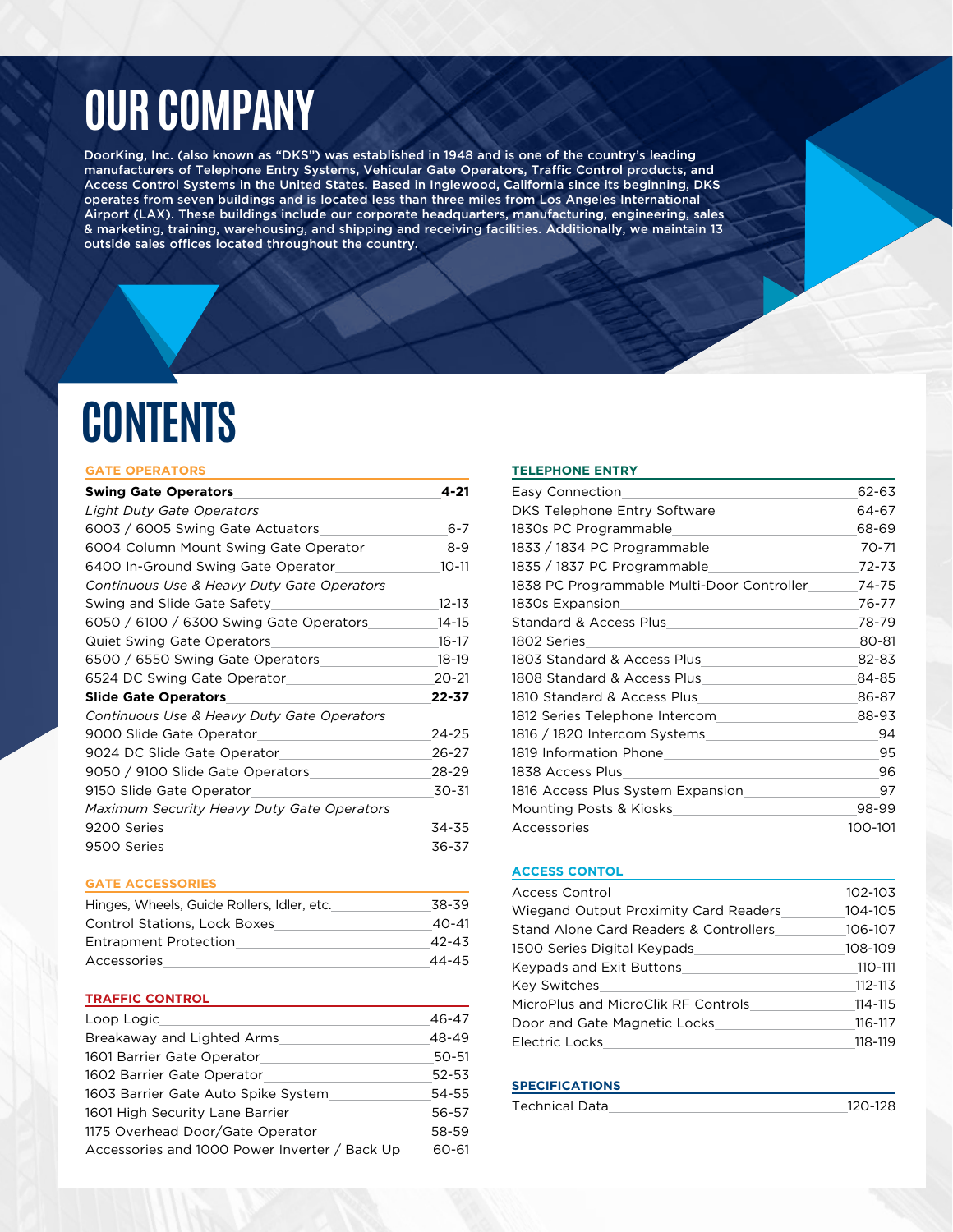# OUR COMPANY

DoorKing, Inc. (also known as "DKS") was established in 1948 and is one of the country's leading manufacturers of Telephone Entry Systems, Vehicular Gate Operators, Traffic Control products, and Access Control Systems in the United States. Based in Inglewood, California since its beginning, DKS operates from seven buildings and is located less than three miles from Los Angeles International Airport (LAX). These buildings include our corporate headquarters, manufacturing, engineering, sales & marketing, training, warehousing, and shipping and receiving facilities. Additionally, we maintain 13 outside sales offices located throughout the country.

# CONTENTS

## GATE OPERATORS

| | |
|---|---|
| **Swing Gate Operators** | **4-21** |
| *Light Duty Gate Operators* | |
| 6003 / 6005 Swing Gate Actuators | 6-7 |
| 6004 Column Mount Swing Gate Operator | 8-9 |
| 6400 In-Ground Swing Gate Operator | 10-11 |
| *Continuous Use & Heavy Duty Gate Operators* | |
| Swing and Slide Gate Safety | 12-13 |
| 6050 / 6100 / 6300 Swing Gate Operators | 14-15 |
| Quiet Swing Gate Operators | 16-17 |
| 6500 / 6550 Swing Gate Operators | 18-19 |
| 6524 DC Swing Gate Operator | 20-21 |
| **Slide Gate Operators** | **22-37** |
| *Continuous Use & Heavy Duty Gate Operators* | |
| 9000 Slide Gate Operator | 24-25 |
| 9024 DC Slide Gate Operator | 26-27 |
| 9050 / 9100 Slide Gate Operators | 28-29 |
| 9150 Slide Gate Operator | 30-31 |
| *Maximum Security Heavy Duty Gate Operators* | |
| 9200 Series | 34-35 |
| 9500 Series | 36-37 |

## GATE ACCESSORIES

| | |
|---|---|
| Hinges, Wheels, Guide Rollers, Idler, etc. | 38-39 |
| Control Stations, Lock Boxes | 40-41 |
| Entrapment Protection | 42-43 |
| Accessories | 44-45 |

## TRAFFIC CONTROL

| | |
|---|---|
| Loop Logic | 46-47 |
| Breakaway and Lighted Arms | 48-49 |
| 1601 Barrier Gate Operator | 50-51 |
| 1602 Barrier Gate Operator | 52-53 |
| 1603 Barrier Gate Auto Spike System | 54-55 |
| 1601 High Security Lane Barrier | 56-57 |
| 1175 Overhead Door/Gate Operator | 58-59 |
| Accessories and 1000 Power Inverter / Back Up | 60-61 |

## TELEPHONE ENTRY

| | |
|---|---|
| Easy Connection | 62-63 |
| DKS Telephone Entry Software | 64-67 |
| 1830s PC Programmable | 68-69 |
| 1833 / 1834 PC Programmable | 70-71 |
| 1835 / 1837 PC Programmable | 72-73 |
| 1838 PC Programmable Multi-Door Controller | 74-75 |
| 1830s Expansion | 76-77 |
| Standard & Access Plus | 78-79 |
| 1802 Series | 80-81 |
| 1803 Standard & Access Plus | 82-83 |
| 1808 Standard & Access Plus | 84-85 |
| 1810 Standard & Access Plus | 86-87 |
| 1812 Series Telephone Intercom | 88-93 |
| 1816 / 1820 Intercom Systems | 94 |
| 1819 Information Phone | 95 |
| 1838 Access Plus | 96 |
| 1816 Access Plus System Expansion | 97 |
| Mounting Posts & Kiosks | 98-99 |
| Accessories | 100-101 |

## ACCESS CONTOL

| | |
|---|---|
| Access Control | 102-103 |
| Wiegand Output Proximity Card Readers | 104-105 |
| Stand Alone Card Readers & Controllers | 106-107 |
| 1500 Series Digital Keypads | 108-109 |
| Keypads and Exit Buttons | 110-111 |
| Key Switches | 112-113 |
| MicroPlus and MicroClik RF Controls | 114-115 |
| Door and Gate Magnetic Locks | 116-117 |
| Electric Locks | 118-119 |

## SPECIFICATIONS

| | |
|---|---|
| Technical Data | 120-128 |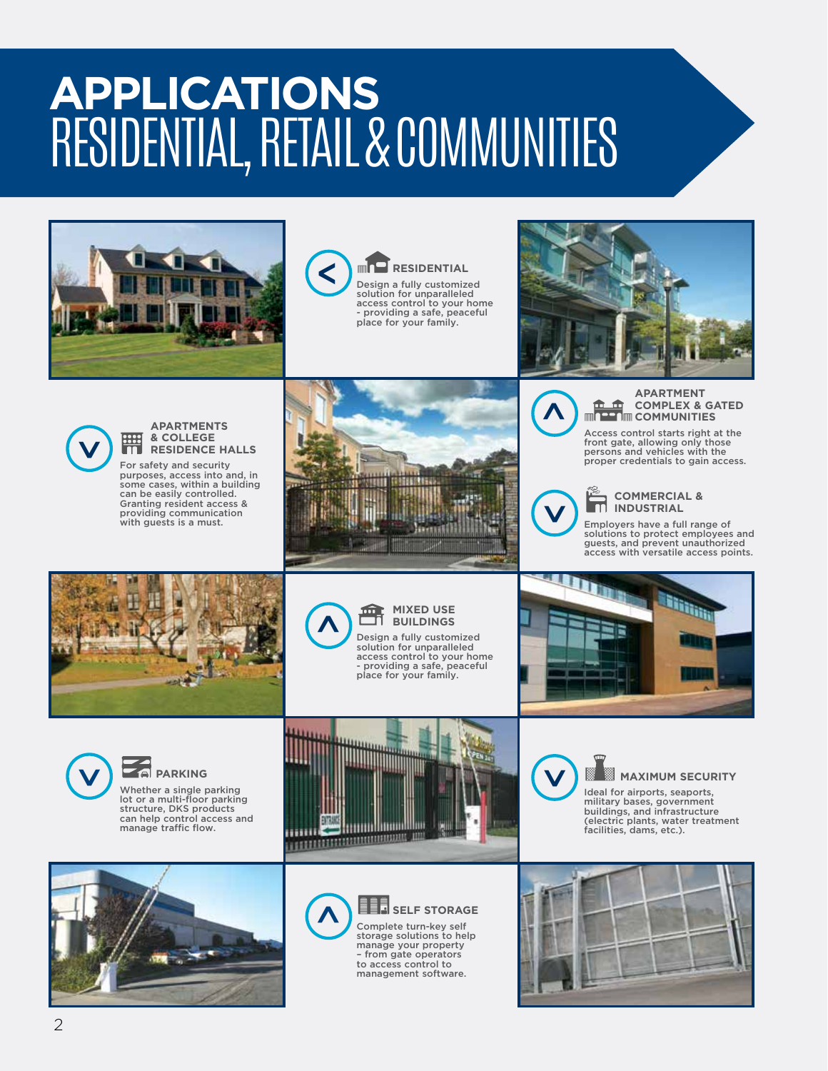# APPLICATIONS
## RESIDENTIAL, RETAIL & COMMUNITIES

### RESIDENTIAL

Design a fully customized solution for unparalleled access control to your home - providing a safe, peaceful place for your family.

### APARTMENTS & COLLEGE RESIDENCE HALLS

For safety and security purposes, access into and, in some cases, within a building can be easily controlled. Granting resident access & providing communication with guests is a must.

### APARTMENT COMPLEX & GATED COMMUNITIES

Access control starts right at the front gate, allowing only those persons and vehicles with the proper credentials to gain access.

### COMMERCIAL & INDUSTRIAL

Employers have a full range of solutions to protect employees and guests, and prevent unauthorized access with versatile access points.

### MIXED USE BUILDINGS

Design a fully customized solution for unparalleled access control to your home - providing a safe, peaceful place for your family.

### PARKING

Whether a single parking lot or a multi-floor parking structure, DKS products can help control access and manage traffic flow.

### MAXIMUM SECURITY

Ideal for airports, seaports, military bases, government buildings, and infrastructure (electric plants, water treatment facilities, dams, etc.).

### SELF STORAGE

Complete turn-key self storage solutions to help manage your property – from gate operators to access control to management software.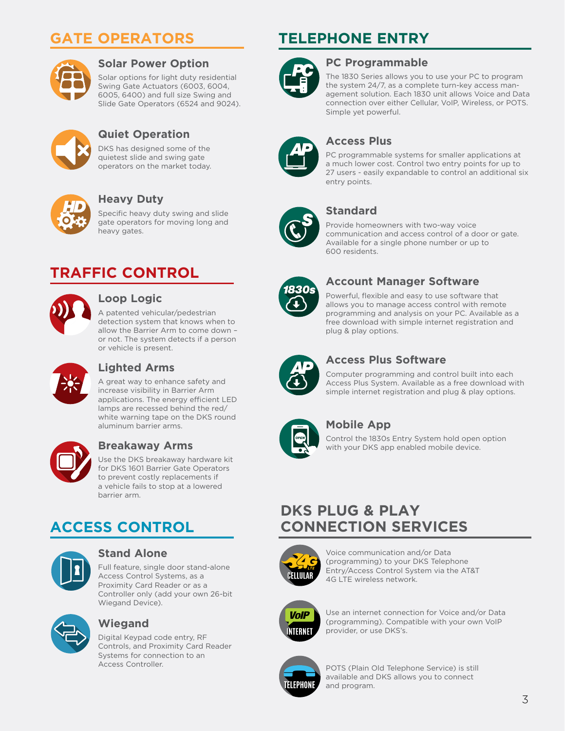## GATE OPERATORS

### Solar Power Option

Solar options for light duty residential Swing Gate Actuators (6003, 6004, 6005, 6400) and full size Swing and Slide Gate Operators (6524 and 9024).

### Quiet Operation

DKS has designed some of the quietest slide and swing gate operators on the market today.

### Heavy Duty

Specific heavy duty swing and slide gate operators for moving long and heavy gates.

## TRAFFIC CONTROL

### Loop Logic

A patented vehicular/pedestrian detection system that knows when to allow the Barrier Arm to come down – or not. The system detects if a person or vehicle is present.

### Lighted Arms

A great way to enhance safety and increase visibility in Barrier Arm applications. The energy efficient LED lamps are recessed behind the red/white warning tape on the DKS round aluminum barrier arms.

### Breakaway Arms

Use the DKS breakaway hardware kit for DKS 1601 Barrier Gate Operators to prevent costly replacements if a vehicle fails to stop at a lowered barrier arm.

## ACCESS CONTROL

### Stand Alone

Full feature, single door stand-alone Access Control Systems, as a Proximity Card Reader or as a Controller only (add your own 26-bit Wiegand Device).

### Wiegand

Digital Keypad code entry, RF Controls, and Proximity Card Reader Systems for connection to an Access Controller.

## TELEPHONE ENTRY

### PC Programmable

The 1830 Series allows you to use your PC to program the system 24/7, as a complete turn-key access management solution. Each 1830 unit allows Voice and Data connection over either Cellular, VoIP, Wireless, or POTS. Simple yet powerful.

### Access Plus

PC programmable systems for smaller applications at a much lower cost. Control two entry points for up to 27 users - easily expandable to control an additional six entry points.

### Standard

Provide homeowners with two-way voice communication and access control of a door or gate. Available for a single phone number or up to 600 residents.

### Account Manager Software

Powerful, flexible and easy to use software that allows you to manage access control with remote programming and analysis on your PC. Available as a free download with simple internet registration and plug & play options.

### Access Plus Software

Computer programming and control built into each Access Plus System. Available as a free download with simple internet registration and plug & play options.

### Mobile App

Control the 1830s Entry System hold open option with your DKS app enabled mobile device.

## DKS PLUG & PLAY CONNECTION SERVICES

Voice communication and/or Data (programming) to your DKS Telephone Entry/Access Control System via the AT&T 4G LTE wireless network.

Use an internet connection for Voice and/or Data (programming). Compatible with your own VoIP provider, or use DKS's.

POTS (Plain Old Telephone Service) is still available and DKS allows you to connect and program.